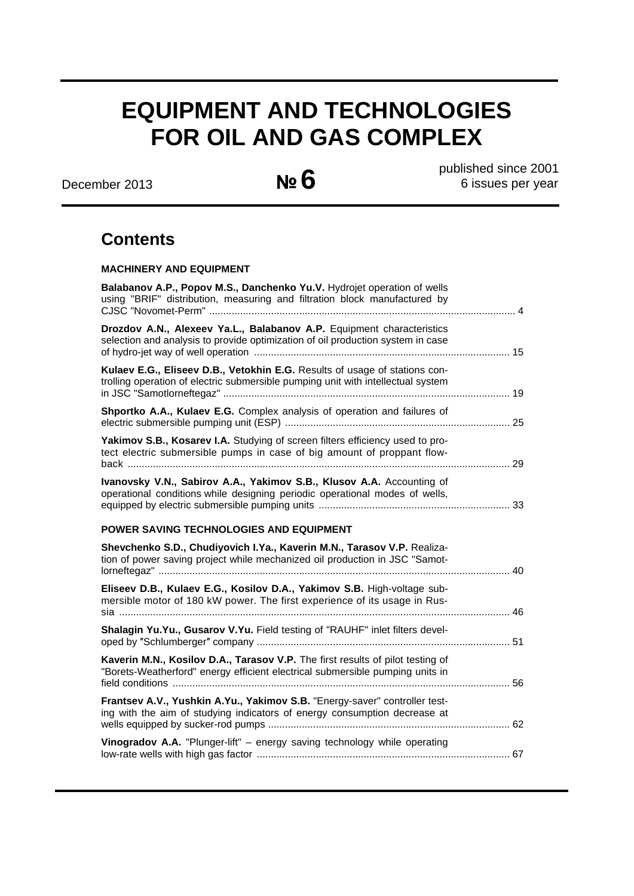# EQUIPMENT AND TECHNOLOGIES FOR OIL AND GAS COMPLEX

December 2013 — № 6 — published since 2001, 6 issues per year

## Contents

### MACHINERY AND EQUIPMENT

**Balabanov A.P., Popov M.S., Danchenko Yu.V.** Hydrojet operation of wells using "BRIF" distribution, measuring and filtration block manufactured by CJSC "Novomet-Perm" ........ 4

**Drozdov A.N., Alexeev Ya.L., Balabanov A.P.** Equipment characteristics selection and analysis to provide optimization of oil production system in case of hydro-jet way of well operation ........ 15

**Kulaev E.G., Eliseev D.B., Vetokhin E.G.** Results of usage of stations controlling operation of electric submersible pumping unit with intellectual system in JSC "Samotlorneftegaz" ........ 19

**Shportko A.A., Kulaev E.G.** Complex analysis of operation and failures of electric submersible pumping unit (ESP) ........ 25

**Yakimov S.B., Kosarev I.A.** Studying of screen filters efficiency used to protect electric submersible pumps in case of big amount of proppant flowback ........ 29

**Ivanovsky V.N., Sabirov A.A., Yakimov S.B., Klusov A.A.** Accounting of operational conditions while designing periodic operational modes of wells, equipped by electric submersible pumping units ........ 33

### POWER SAVING TECHNOLOGIES AND EQUIPMENT

**Shevchenko S.D., Chudiyovich I.Ya., Kaverin M.N., Tarasov V.P.** Realization of power saving project while mechanized oil production in JSC "Samotlorneftegaz" ........ 40

**Eliseev D.B., Kulaev E.G., Kosilov D.A., Yakimov S.B.** High-voltage submersible motor of 180 kW power. The first experience of its usage in Russia ........ 46

**Shalagin Yu.Yu., Gusarov V.Yu.** Field testing of "RAUHF" inlet filters developed by "Schlumberger" company ........ 51

**Kaverin M.N., Kosilov D.A., Tarasov V.P.** The first results of pilot testing of "Borets-Weatherford" energy efficient electrical submersible pumping units in field conditions ........ 56

**Frantsev A.V., Yushkin A.Yu., Yakimov S.B.** "Energy-saver" controller testing with the aim of studying indicators of energy consumption decrease at wells equipped by sucker-rod pumps ........ 62

**Vinogradov A.A.** "Plunger-lift" – energy saving technology while operating low-rate wells with high gas factor ........ 67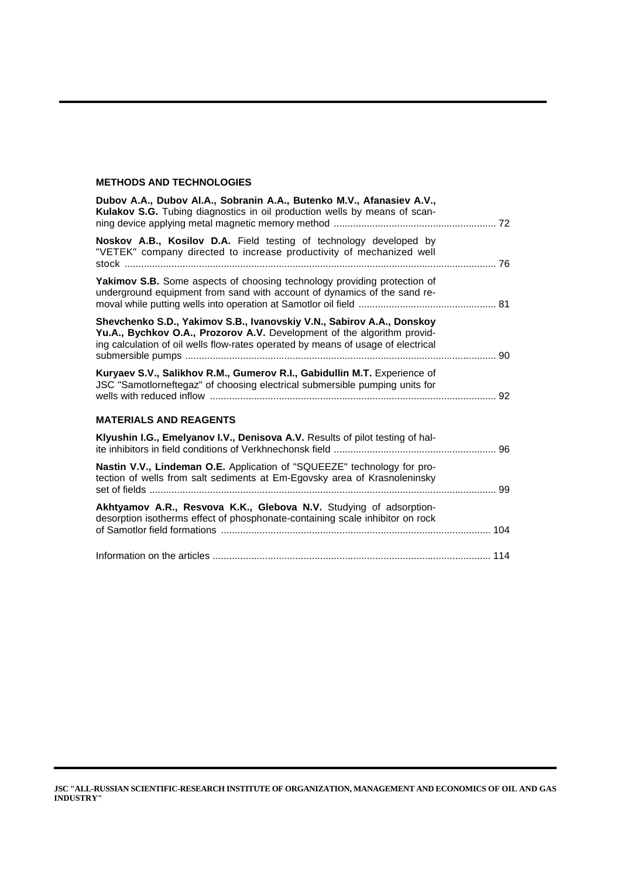## METHODS AND TECHNOLOGIES

**Dubov A.A., Dubov Al.A., Sobranin A.A., Butenko M.V., Afanasiev A.V., Kulakov S.G.** Tubing diagnostics in oil production wells by means of scanning device applying metal magnetic memory method .......... 72

**Noskov A.B., Kosilov D.A.** Field testing of technology developed by "VETEK" company directed to increase productivity of mechanized well stock .......... 76

**Yakimov S.B.** Some aspects of choosing technology providing protection of underground equipment from sand with account of dynamics of the sand removal while putting wells into operation at Samotlor oil field .......... 81

**Shevchenko S.D., Yakimov S.B., Ivanovskiy V.N., Sabirov A.A., Donskoy Yu.A., Bychkov O.A., Prozorov A.V.** Development of the algorithm providing calculation of oil wells flow-rates operated by means of usage of electrical submersible pumps .......... 90

**Kuryaev S.V., Salikhov R.M., Gumerov R.I., Gabidullin M.T.** Experience of JSC "Samotlorneftegaz" of choosing electrical submersible pumping units for wells with reduced inflow .......... 92

## MATERIALS AND REAGENTS

**Klyushin I.G., Emelyanov I.V., Denisova A.V.** Results of pilot testing of halite inhibitors in field conditions of Verkhnechonsk field .......... 96

**Nastin V.V., Lindeman O.E.** Application of "SQUEEZE" technology for protection of wells from salt sediments at Em-Egovsky area of Krasnoleninsky set of fields .......... 99

**Akhtyamov A.R., Resvova K.K., Glebova N.V.** Studying of adsorption-desorption isotherms effect of phosphonate-containing scale inhibitor on rock of Samotlor field formations .......... 104

Information on the articles .......... 114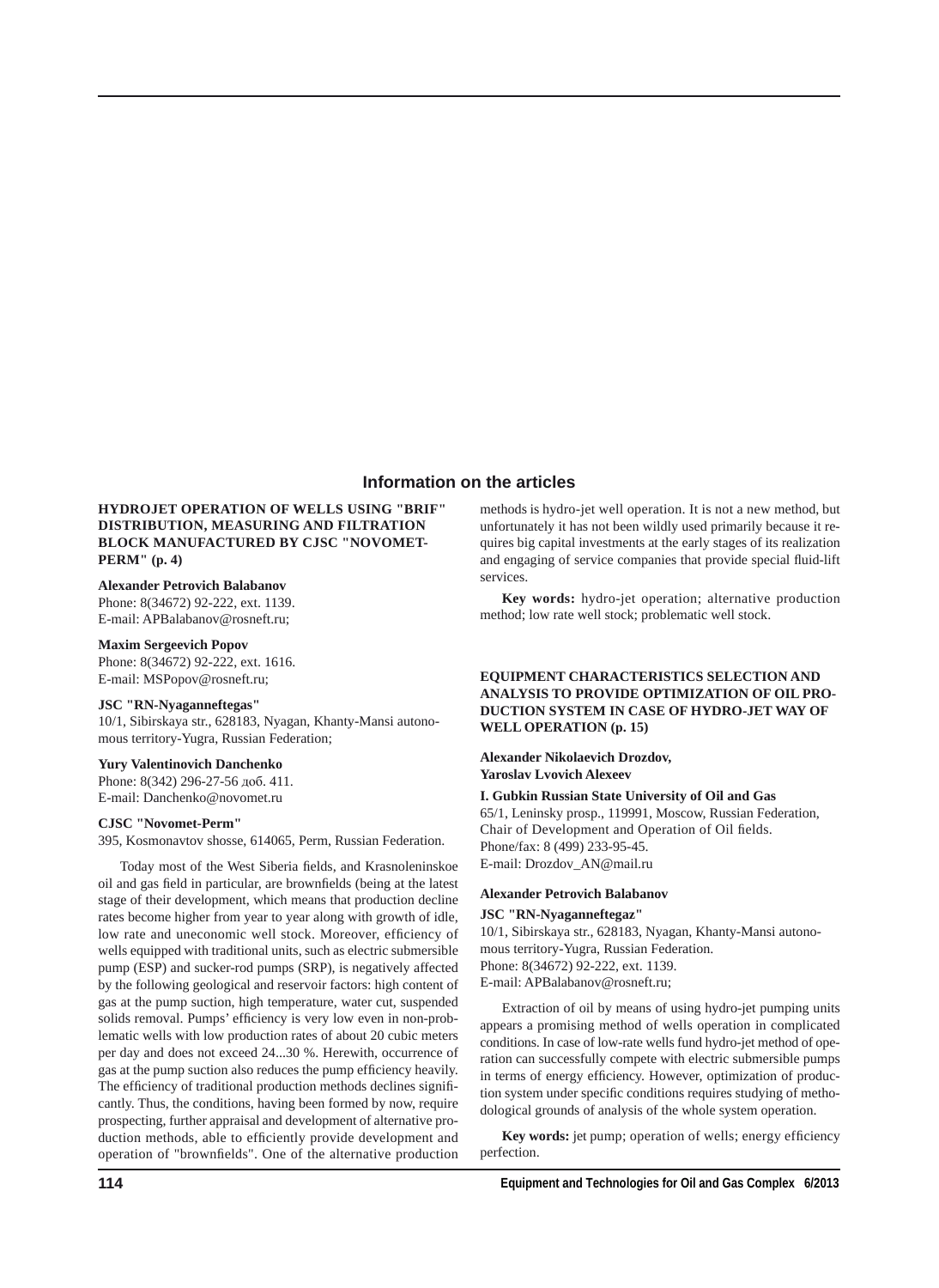## Information on the articles

### HYDROJET OPERATION OF WELLS USING "BRIF" DISTRIBUTION, MEASURING AND FILTRATION BLOCK MANUFACTURED BY CJSC "NOVOMET-PERM" (p. 4)

**Alexander Petrovich Balabanov**
Phone: 8(34672) 92-222, ext. 1139.
E-mail: APBalabanov@rosneft.ru;

**Maxim Sergeevich Popov**
Phone: 8(34672) 92-222, ext. 1616.
E-mail: MSPopov@rosneft.ru;

**JSC "RN-Nyaganneftegas"**
10/1, Sibirskaya str., 628183, Nyagan, Khanty-Mansi autonomous territory-Yugra, Russian Federation;

**Yury Valentinovich Danchenko**
Phone: 8(342) 296-27-56 доб. 411.
E-mail: Danchenko@novomet.ru

**CJSC "Novomet-Perm"**
395, Kosmonavtov shosse, 614065, Perm, Russian Federation.

Today most of the West Siberia fields, and Krasnoleninskoe oil and gas field in particular, are brownfields (being at the latest stage of their development, which means that production decline rates become higher from year to year along with growth of idle, low rate and uneconomic well stock. Moreover, efficiency of wells equipped with traditional units, such as electric submersible pump (ESP) and sucker-rod pumps (SRP), is negatively affected by the following geological and reservoir factors: high content of gas at the pump suction, high temperature, water cut, suspended solids removal. Pumps' efficiency is very low even in non-problematic wells with low production rates of about 20 cubic meters per day and does not exceed 24...30 %. Herewith, occurrence of gas at the pump suction also reduces the pump efficiency heavily. The efficiency of traditional production methods declines significantly. Thus, the conditions, having been formed by now, require prospecting, further appraisal and development of alternative production methods, able to efficiently provide development and operation of "brownfields". One of the alternative production methods is hydro-jet well operation. It is not a new method, but unfortunately it has not been wildly used primarily because it requires big capital investments at the early stages of its realization and engaging of service companies that provide special fluid-lift services.

**Key words:** hydro-jet operation; alternative production method; low rate well stock; problematic well stock.

### EQUIPMENT CHARACTERISTICS SELECTION AND ANALYSIS TO PROVIDE OPTIMIZATION OF OIL PRODUCTION SYSTEM IN CASE OF HYDRO-JET WAY OF WELL OPERATION (p. 15)

**Alexander Nikolaevich Drozdov,**
**Yaroslav Lvovich Alexeev**

**I. Gubkin Russian State University of Oil and Gas**
65/1, Leninsky prosp., 119991, Moscow, Russian Federation,
Chair of Development and Operation of Oil fields.
Phone/fax: 8 (499) 233-95-45.
E-mail: Drozdov_AN@mail.ru

**Alexander Petrovich Balabanov**

**JSC "RN-Nyaganneftegaz"**
10/1, Sibirskaya str., 628183, Nyagan, Khanty-Mansi autonomous territory-Yugra, Russian Federation.
Phone: 8(34672) 92-222, ext. 1139.
E-mail: APBalabanov@rosneft.ru;

Extraction of oil by means of using hydro-jet pumping units appears a promising method of wells operation in complicated conditions. In case of low-rate wells fund hydro-jet method of operation can successfully compete with electric submersible pumps in terms of energy efficiency. However, optimization of production system under specific conditions requires studying of methodological grounds of analysis of the whole system operation.

**Key words:** jet pump; operation of wells; energy efficiency perfection.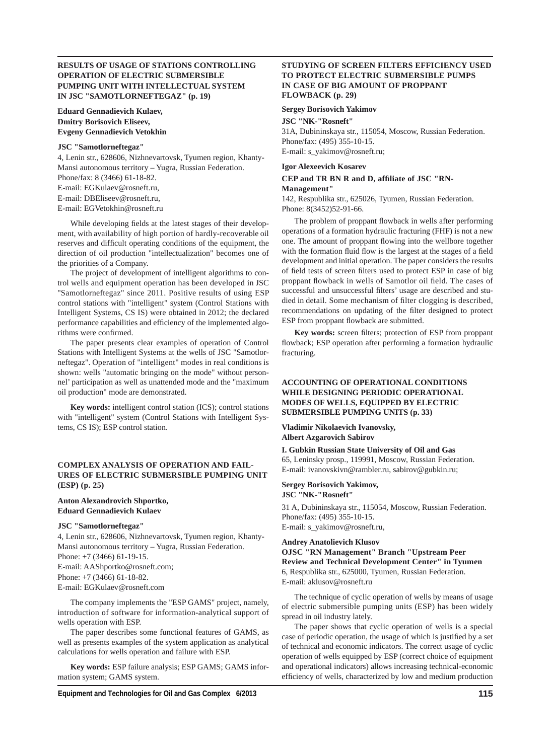## RESULTS OF USAGE OF STATIONS CONTROLLING OPERATION OF ELECTRIC SUBMERSIBLE PUMPING UNIT WITH INTELLECTUAL SYSTEM IN JSC "SAMOTLORNEFTEGAZ" (p. 19)

**Eduard Gennadievich Kulaev,**
**Dmitry Borisovich Eliseev,**
**Evgeny Gennadievich Vetokhin**

**JSC "Samotlorneftegaz"**

4, Lenin str., 628606, Nizhnevartovsk, Tyumen region, Khanty-Mansi autonomous territory – Yugra, Russian Federation.
Phone/fax: 8 (3466) 61-18-82.
E-mail: EGKulaev@rosneft.ru,
E-mail: DBEliseev@rosneft.ru,
E-mail: EGVetokhin@rosneft.ru

While developing fields at the latest stages of their development, with availability of high portion of hardly-recoverable oil reserves and difficult operating conditions of the equipment, the direction of oil production "intellectualization" becomes one of the priorities of a Company.

The project of development of intelligent algorithms to control wells and equipment operation has been developed in JSC "Samotlorneftegaz" since 2011. Positive results of using ESP control stations with "intelligent" system (Control Stations with Intelligent Systems, CS IS) were obtained in 2012; the declared performance capabilities and efficiency of the implemented algorithms were confirmed.

The paper presents clear examples of operation of Control Stations with Intelligent Systems at the wells of JSC "Samotlorneftegaz". Operation of "intelligent" modes in real conditions is shown: wells "automatic bringing on the mode" without personnel' participation as well as unattended mode and the "maximum oil production" mode are demonstrated.

**Key words:** intelligent control station (ICS); control stations with "intelligent" system (Control Stations with Intelligent Systems, CS IS); ESP control station.

## COMPLEX ANALYSIS OF OPERATION AND FAILURES OF ELECTRIC SUBMERSIBLE PUMPING UNIT (ESP) (p. 25)

**Anton Alexandrovich Shportko,**
**Eduard Gennadievich Kulaev**

**JSC "Samotlorneftegaz"**

4, Lenin str., 628606, Nizhnevartovsk, Tyumen region, Khanty-Mansi autonomous territory – Yugra, Russian Federation.
Phone: +7 (3466) 61-19-15.
E-mail: AAShportko@rosneft.com;
Phone: +7 (3466) 61-18-82.
E-mail: EGKulaev@rosneft.com

The company implements the "ESP GAMS" project, namely, introduction of software for information-analytical support of wells operation with ESP.

The paper describes some functional features of GAMS, as well as presents examples of the system application as analytical calculations for wells operation and failure with ESP.

**Key words:** ESP failure analysis; ESP GAMS; GAMS information system; GAMS system.

## STUDYING OF SCREEN FILTERS EFFICIENCY USED TO PROTECT ELECTRIC SUBMERSIBLE PUMPS IN CASE OF BIG AMOUNT OF PROPPANT FLOWBACK (p. 29)

**Sergey Borisovich Yakimov**

**JSC "NK-"Rosneft"**

31A, Dubininskaya str., 115054, Moscow, Russian Federation.
Phone/fax: (495) 355-10-15.
E-mail: s_yakimov@rosneft.ru;

**Igor Alexeevich Kosarev**

**CEP and TR BN R and D, affiliate of JSC "RN-Management"**

142, Respublika str., 625026, Tyumen, Russian Federation.
Phone: 8(3452)52-91-66.

The problem of proppant flowback in wells after performing operations of a formation hydraulic fracturing (FHF) is not a new one. The amount of proppant flowing into the wellbore together with the formation fluid flow is the largest at the stages of a field development and initial operation. The paper considers the results of field tests of screen filters used to protect ESP in case of big proppant flowback in wells of Samotlor oil field. The cases of successful and unsuccessful filters' usage are described and studied in detail. Some mechanism of filter clogging is described, recommendations on updating of the filter designed to protect ESP from proppant flowback are submitted.

**Key words:** screen filters; protection of ESP from proppant flowback; ESP operation after performing a formation hydraulic fracturing.

## ACCOUNTING OF OPERATIONAL CONDITIONS WHILE DESIGNING PERIODIC OPERATIONAL MODES OF WELLS, EQUIPPED BY ELECTRIC SUBMERSIBLE PUMPING UNITS (p. 33)

**Vladimir Nikolaevich Ivanovsky,**
**Albert Azgarovich Sabirov**

**I. Gubkin Russian State University of Oil and Gas**

65, Leninsky prosp., 119991, Moscow, Russian Federation.
E-mail: ivanovskivn@rambler.ru, sabirov@gubkin.ru;

**Sergey Borisovich Yakimov,**
**JSC "NK-"Rosneft"**

31 A, Dubininskaya str., 115054, Moscow, Russian Federation.
Phone/fax: (495) 355-10-15.
E-mail: s_yakimov@rosneft.ru,

**Andrey Anatolievich Klusov**
**OJSC "RN Management" Branch "Upstream Peer Review and Technical Development Center" in Tyumen**

6, Respublika str., 625000, Tyumen, Russian Federation.
E-mail: aklusov@rosneft.ru

The technique of cyclic operation of wells by means of usage of electric submersible pumping units (ESP) has been widely spread in oil industry lately.

The paper shows that cyclic operation of wells is a special case of periodic operation, the usage of which is justified by a set of technical and economic indicators. The correct usage of cyclic operation of wells equipped by ESP (correct choice of equipment and operational indicators) allows increasing technical-economic efficiency of wells, characterized by low and medium production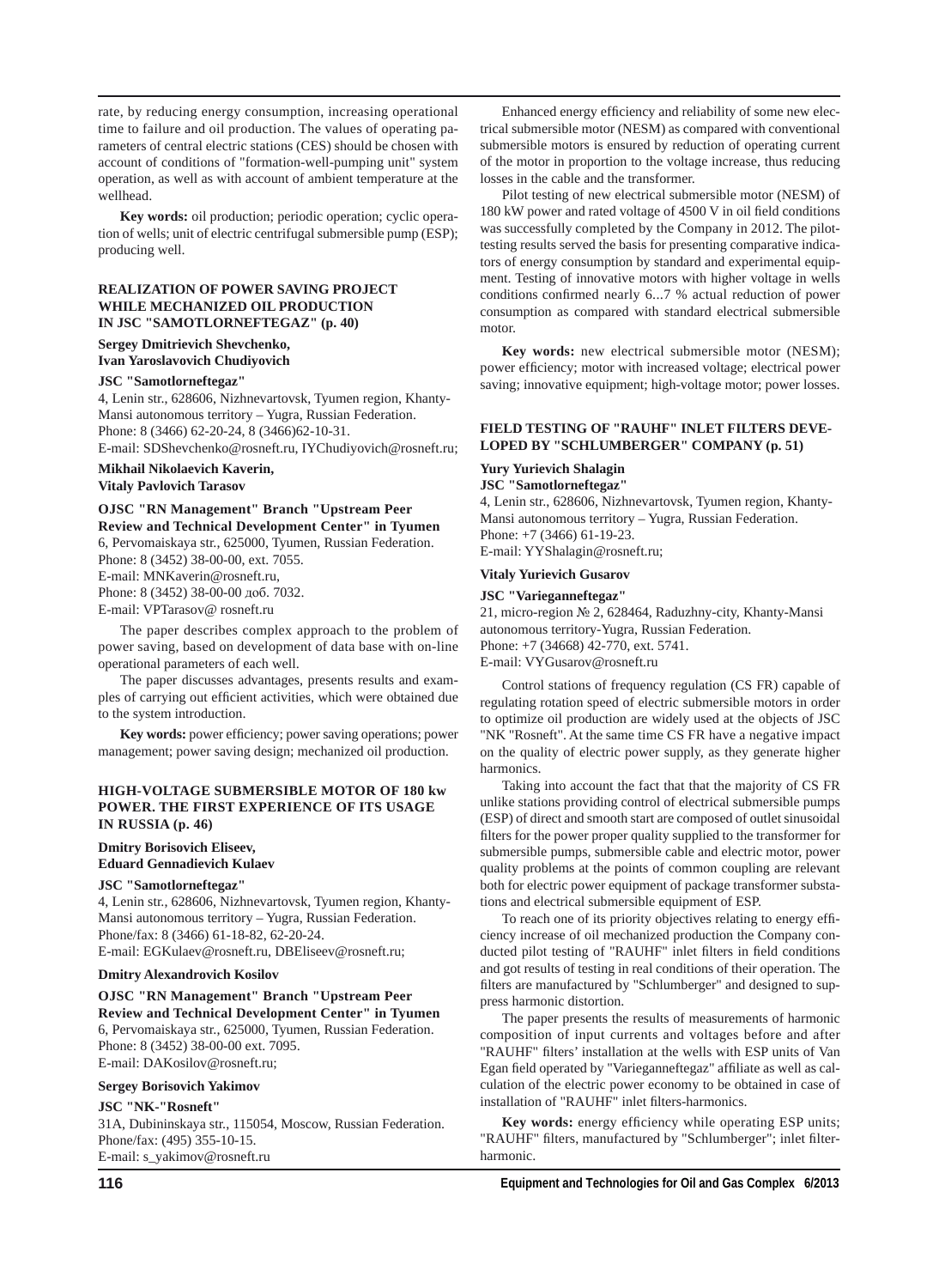rate, by reducing energy consumption, increasing operational time to failure and oil production. The values of operating parameters of central electric stations (CES) should be chosen with account of conditions of "formation-well-pumping unit" system operation, as well as with account of ambient temperature at the wellhead.

**Key words:** oil production; periodic operation; cyclic operation of wells; unit of electric centrifugal submersible pump (ESP); producing well.

## REALIZATION OF POWER SAVING PROJECT WHILE MECHANIZED OIL PRODUCTION IN JSC "SAMOTLORNEFTEGAZ" (p. 40)

**Sergey Dmitrievich Shevchenko, Ivan Yaroslavovich Chudiyovich**

**JSC "Samotlorneftegaz"**

4, Lenin str., 628606, Nizhnevartovsk, Tyumen region, Khanty-Mansi autonomous territory – Yugra, Russian Federation.
Phone: 8 (3466) 62-20-24, 8 (3466)62-10-31.
E-mail: SDShevchenko@rosneft.ru, IYChudiyovich@rosneft.ru;

**Mikhail Nikolaevich Kaverin, Vitaly Pavlovich Tarasov**

**OJSC "RN Management" Branch "Upstream Peer Review and Technical Development Center" in Tyumen**

6, Pervomaiskaya str., 625000, Tyumen, Russian Federation.
Phone: 8 (3452) 38-00-00, ext. 7055.
E-mail: MNKaverin@rosneft.ru,
Phone: 8 (3452) 38-00-00 доб. 7032.
E-mail: VPTarasov@ rosneft.ru

The paper describes complex approach to the problem of power saving, based on development of data base with on-line operational parameters of each well.

The paper discusses advantages, presents results and examples of carrying out efficient activities, which were obtained due to the system introduction.

**Key words:** power efficiency; power saving operations; power management; power saving design; mechanized oil production.

## HIGH-VOLTAGE SUBMERSIBLE MOTOR OF 180 kw POWER. THE FIRST EXPERIENCE OF ITS USAGE IN RUSSIA (p. 46)

**Dmitry Borisovich Eliseev, Eduard Gennadievich Kulaev**

**JSC "Samotlorneftegaz"**

4, Lenin str., 628606, Nizhnevartovsk, Tyumen region, Khanty-Mansi autonomous territory – Yugra, Russian Federation.
Phone/fax: 8 (3466) 61-18-82, 62-20-24.
E-mail: EGKulaev@rosneft.ru, DBEliseev@rosneft.ru;

**Dmitry Alexandrovich Kosilov**

**OJSC "RN Management" Branch "Upstream Peer Review and Technical Development Center" in Tyumen**

6, Pervomaiskaya str., 625000, Tyumen, Russian Federation.
Phone: 8 (3452) 38-00-00 ext. 7095.
E-mail: DAKosilov@rosneft.ru;

**Sergey Borisovich Yakimov**

**JSC "NK-"Rosneft"**

31A, Dubininskaya str., 115054, Moscow, Russian Federation.
Phone/fax: (495) 355-10-15.
E-mail: s_yakimov@rosneft.ru

Enhanced energy efficiency and reliability of some new electrical submersible motor (NESM) as compared with conventional submersible motors is ensured by reduction of operating current of the motor in proportion to the voltage increase, thus reducing losses in the cable and the transformer.

Pilot testing of new electrical submersible motor (NESM) of 180 kW power and rated voltage of 4500 V in oil field conditions was successfully completed by the Company in 2012. The pilot-testing results served the basis for presenting comparative indicators of energy consumption by standard and experimental equipment. Testing of innovative motors with higher voltage in wells conditions confirmed nearly 6...7 % actual reduction of power consumption as compared with standard electrical submersible motor.

**Key words:** new electrical submersible motor (NESM); power efficiency; motor with increased voltage; electrical power saving; innovative equipment; high-voltage motor; power losses.

## FIELD TESTING OF "RAUHF" INLET FILTERS DEVELOPED BY "SCHLUMBERGER" COMPANY (p. 51)

**Yury Yurievich Shalagin**
**JSC "Samotlorneftegaz"**

4, Lenin str., 628606, Nizhnevartovsk, Tyumen region, Khanty-Mansi autonomous territory – Yugra, Russian Federation.
Phone: +7 (3466) 61-19-23.
E-mail: YYShalagin@rosneft.ru;

**Vitaly Yurievich Gusarov**

**JSC "Varieganneftegaz"**

21, micro-region № 2, 628464, Raduzhny-city, Khanty-Mansi autonomous territory-Yugra, Russian Federation.
Phone: +7 (34668) 42-770, ext. 5741.
E-mail: VYGusarov@rosneft.ru

Control stations of frequency regulation (CS FR) capable of regulating rotation speed of electric submersible motors in order to optimize oil production are widely used at the objects of JSC "NK "Rosneft". At the same time CS FR have a negative impact on the quality of electric power supply, as they generate higher harmonics.

Taking into account the fact that that the majority of CS FR unlike stations providing control of electrical submersible pumps (ESP) of direct and smooth start are composed of outlet sinusoidal filters for the power proper quality supplied to the transformer for submersible pumps, submersible cable and electric motor, power quality problems at the points of common coupling are relevant both for electric power equipment of package transformer substations and electrical submersible equipment of ESP.

To reach one of its priority objectives relating to energy efficiency increase of oil mechanized production the Company conducted pilot testing of "RAUHF" inlet filters in field conditions and got results of testing in real conditions of their operation. The filters are manufactured by "Schlumberger" and designed to suppress harmonic distortion.

The paper presents the results of measurements of harmonic composition of input currents and voltages before and after "RAUHF" filters' installation at the wells with ESP units of Van Egan field operated by "Varieganneftegaz" affiliate as well as calculation of the electric power economy to be obtained in case of installation of "RAUHF" inlet filters-harmonics.

**Key words:** energy efficiency while operating ESP units; "RAUHF" filters, manufactured by "Schlumberger"; inlet filter-harmonic.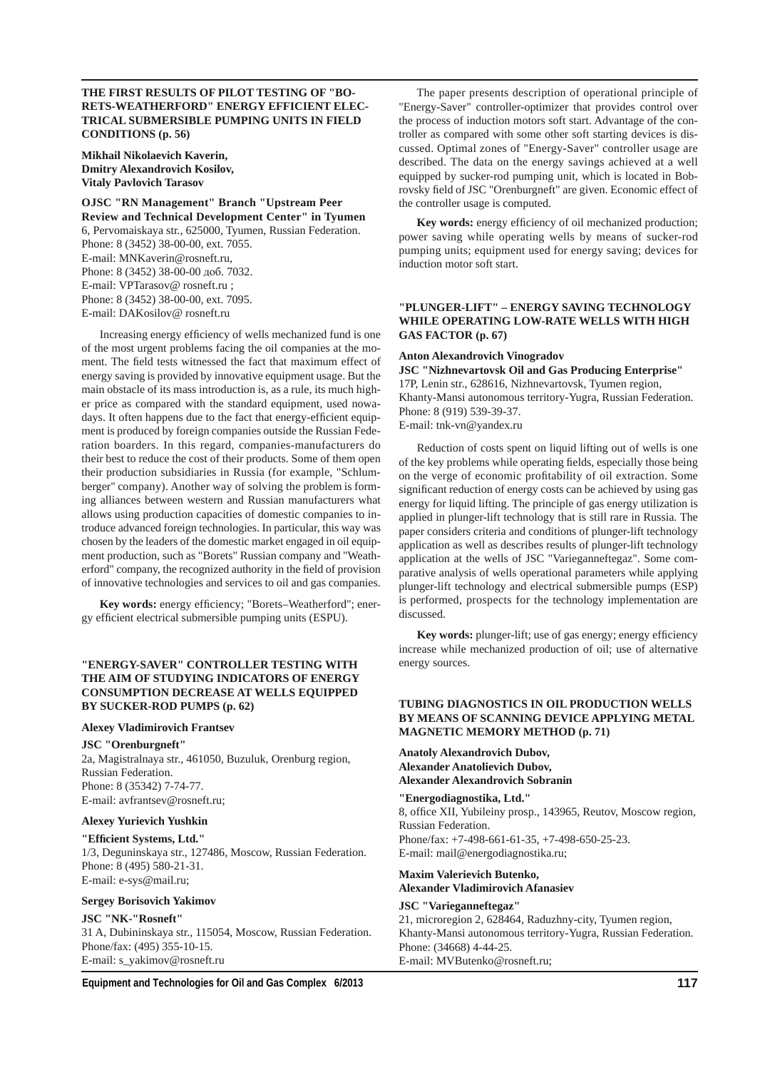### THE FIRST RESULTS OF PILOT TESTING OF "BORETS-WEATHERFORD" ENERGY EFFICIENT ELECTRICAL SUBMERSIBLE PUMPING UNITS IN FIELD CONDITIONS (p. 56)

**Mikhail Nikolaevich Kaverin,**
**Dmitry Alexandrovich Kosilov,**
**Vitaly Pavlovich Tarasov**

**OJSC "RN Management" Branch "Upstream Peer Review and Technical Development Center" in Tyumen**
6, Pervomaiskaya str., 625000, Tyumen, Russian Federation.
Phone: 8 (3452) 38-00-00, ext. 7055.
E-mail: MNKaverin@rosneft.ru,
Phone: 8 (3452) 38-00-00 доб. 7032.
E-mail: VPTarasov@ rosneft.ru ;
Phone: 8 (3452) 38-00-00, ext. 7095.
E-mail: DAKosilov@ rosneft.ru

Increasing energy efficiency of wells mechanized fund is one of the most urgent problems facing the oil companies at the moment. The field tests witnessed the fact that maximum effect of energy saving is provided by innovative equipment usage. But the main obstacle of its mass introduction is, as a rule, its much higher price as compared with the standard equipment, used nowadays. It often happens due to the fact that energy-efficient equipment is produced by foreign companies outside the Russian Federation boarders. In this regard, companies-manufacturers do their best to reduce the cost of their products. Some of them open their production subsidiaries in Russia (for example, "Schlumberger" company). Another way of solving the problem is forming alliances between western and Russian manufacturers what allows using production capacities of domestic companies to introduce advanced foreign technologies. In particular, this way was chosen by the leaders of the domestic market engaged in oil equipment production, such as "Borets" Russian company and "Weatherford" company, the recognized authority in the field of provision of innovative technologies and services to oil and gas companies.

**Key words:** energy efficiency; "Borets–Weatherford"; energy efficient electrical submersible pumping units (ESPU).

### "ENERGY-SAVER" CONTROLLER TESTING WITH THE AIM OF STUDYING INDICATORS OF ENERGY CONSUMPTION DECREASE AT WELLS EQUIPPED BY SUCKER-ROD PUMPS (p. 62)

**Alexey Vladimirovich Frantsev**

**JSC "Orenburgneft"**
2a, Magistralnaya str., 461050, Buzuluk, Orenburg region, Russian Federation.
Phone: 8 (35342) 7-74-77.
E-mail: avfrantsev@rosneft.ru;

**Alexey Yurievich Yushkin**

**"Efficient Systems, Ltd."**
1/3, Deguninskaya str., 127486, Moscow, Russian Federation.
Phone: 8 (495) 580-21-31.
E-mail: e-sys@mail.ru;

**Sergey Borisovich Yakimov**

**JSC "NK-"Rosneft"**
31 A, Dubininskaya str., 115054, Moscow, Russian Federation.
Phone/fax: (495) 355-10-15.
E-mail: s_yakimov@rosneft.ru

The paper presents description of operational principle of "Energy-Saver" controller-optimizer that provides control over the process of induction motors soft start. Advantage of the controller as compared with some other soft starting devices is discussed. Optimal zones of "Energy-Saver" controller usage are described. The data on the energy savings achieved at a well equipped by sucker-rod pumping unit, which is located in Bobrovsky field of JSC "Orenburgneft" are given. Economic effect of the controller usage is computed.

**Key words:** energy efficiency of oil mechanized production; power saving while operating wells by means of sucker-rod pumping units; equipment used for energy saving; devices for induction motor soft start.

### "PLUNGER-LIFT" – ENERGY SAVING TECHNOLOGY WHILE OPERATING LOW-RATE WELLS WITH HIGH GAS FACTOR (p. 67)

**Anton Alexandrovich Vinogradov**
**JSC "Nizhnevartovsk Oil and Gas Producing Enterprise"**
17P, Lenin str., 628616, Nizhnevartovsk, Tyumen region, Khanty-Mansi autonomous territory-Yugra, Russian Federation.
Phone: 8 (919) 539-39-37.
E-mail: tnk-vn@yandex.ru

Reduction of costs spent on liquid lifting out of wells is one of the key problems while operating fields, especially those being on the verge of economic profitability of oil extraction. Some significant reduction of energy costs can be achieved by using gas energy for liquid lifting. The principle of gas energy utilization is applied in plunger-lift technology that is still rare in Russia. The paper considers criteria and conditions of plunger-lift technology application as well as describes results of plunger-lift technology application at the wells of JSC "Varieganneftegaz". Some comparative analysis of wells operational parameters while applying plunger-lift technology and electrical submersible pumps (ESP) is performed, prospects for the technology implementation are discussed.

**Key words:** plunger-lift; use of gas energy; energy efficiency increase while mechanized production of oil; use of alternative energy sources.

### TUBING DIAGNOSTICS IN OIL PRODUCTION WELLS BY MEANS OF SCANNING DEVICE APPLYING METAL MAGNETIC MEMORY METHOD (p. 71)

**Anatoly Alexandrovich Dubov,**
**Alexander Anatolievich Dubov,**
**Alexander Alexandrovich Sobranin**

**"Energodiagnostika, Ltd."**
8, office XII, Yubileiny prosp., 143965, Reutov, Moscow region, Russian Federation.
Phone/fax: +7-498-661-61-35, +7-498-650-25-23.
E-mail: mail@energodiagnostika.ru;

**Maxim Valerievich Butenko,**
**Alexander Vladimirovich Afanasiev**

**JSC "Varieganneftegaz"**
21, microregion 2, 628464, Raduzhny-city, Tyumen region, Khanty-Mansi autonomous territory-Yugra, Russian Federation.
Phone: (34668) 4-44-25.
E-mail: MVButenko@rosneft.ru;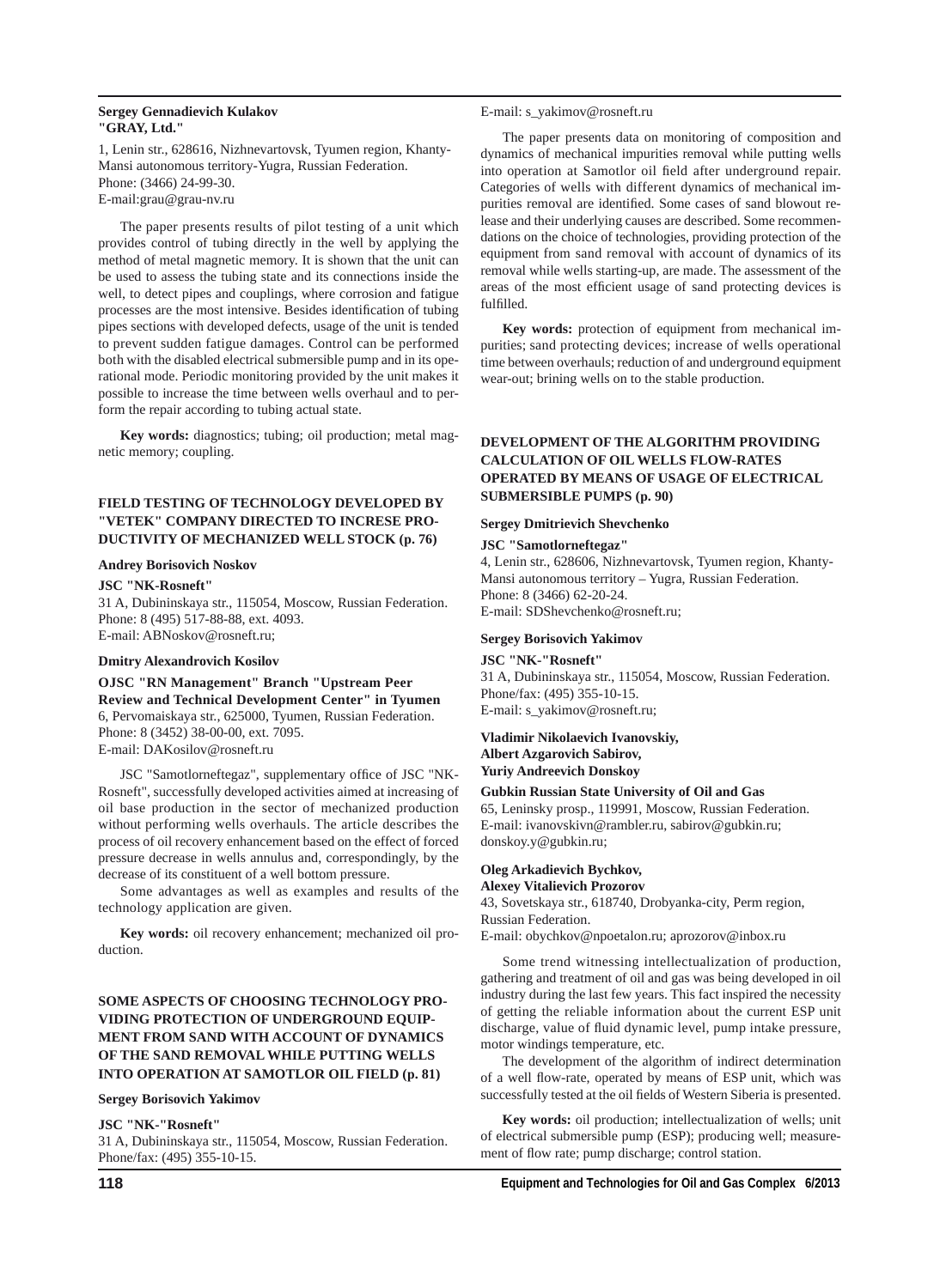**Sergey Gennadievich Kulakov**
**"GRAY, Ltd."**

1, Lenin str., 628616, Nizhnevartovsk, Tyumen region, Khanty-Mansi autonomous territory-Yugra, Russian Federation.
Phone: (3466) 24-99-30.
E-mail:grau@grau-nv.ru

The paper presents results of pilot testing of a unit which provides control of tubing directly in the well by applying the method of metal magnetic memory. It is shown that the unit can be used to assess the tubing state and its connections inside the well, to detect pipes and couplings, where corrosion and fatigue processes are the most intensive. Besides identification of tubing pipes sections with developed defects, usage of the unit is tended to prevent sudden fatigue damages. Control can be performed both with the disabled electrical submersible pump and in its operational mode. Periodic monitoring provided by the unit makes it possible to increase the time between wells overhaul and to perform the repair according to tubing actual state.

**Key words:** diagnostics; tubing; oil production; metal magnetic memory; coupling.

## FIELD TESTING OF TECHNOLOGY DEVELOPED BY "VETEK" COMPANY DIRECTED TO INCRESE PRODUCTIVITY OF MECHANIZED WELL STOCK (p. 76)

**Andrey Borisovich Noskov**

**JSC "NK-Rosneft"**

31 A, Dubininskaya str., 115054, Moscow, Russian Federation.
Phone: 8 (495) 517-88-88, ext. 4093.
E-mail: ABNoskov@rosneft.ru;

**Dmitry Alexandrovich Kosilov**

**OJSC "RN Management" Branch "Upstream Peer Review and Technical Development Center" in Tyumen**

6, Pervomaiskaya str., 625000, Tyumen, Russian Federation.
Phone: 8 (3452) 38-00-00, ext. 7095.
E-mail: DAKosilov@rosneft.ru

JSC "Samotlorneftegaz", supplementary office of JSC "NK-Rosneft", successfully developed activities aimed at increasing of oil base production in the sector of mechanized production without performing wells overhauls. The article describes the process of oil recovery enhancement based on the effect of forced pressure decrease in wells annulus and, correspondingly, by the decrease of its constituent of a well bottom pressure.

Some advantages as well as examples and results of the technology application are given.

**Key words:** oil recovery enhancement; mechanized oil production.

## SOME ASPECTS OF CHOOSING TECHNOLOGY PROVIDING PROTECTION OF UNDERGROUND EQUIPMENT FROM SAND WITH ACCOUNT OF DYNAMICS OF THE SAND REMOVAL WHILE PUTTING WELLS INTO OPERATION AT SAMOTLOR OIL FIELD (p. 81)

**Sergey Borisovich Yakimov**

**JSC "NK-"Rosneft"**

31 A, Dubininskaya str., 115054, Moscow, Russian Federation.
Phone/fax: (495) 355-10-15.
E-mail: s_yakimov@rosneft.ru

The paper presents data on monitoring of composition and dynamics of mechanical impurities removal while putting wells into operation at Samotlor oil field after underground repair. Categories of wells with different dynamics of mechanical impurities removal are identified. Some cases of sand blowout release and their underlying causes are described. Some recommendations on the choice of technologies, providing protection of the equipment from sand removal with account of dynamics of its removal while wells starting-up, are made. The assessment of the areas of the most efficient usage of sand protecting devices is fulfilled.

**Key words:** protection of equipment from mechanical impurities; sand protecting devices; increase of wells operational time between overhauls; reduction of and underground equipment wear-out; brining wells on to the stable production.

## DEVELOPMENT OF THE ALGORITHM PROVIDING CALCULATION OF OIL WELLS FLOW-RATES OPERATED BY MEANS OF USAGE OF ELECTRICAL SUBMERSIBLE PUMPS (p. 90)

**Sergey Dmitrievich Shevchenko**

**JSC "Samotlorneftegaz"**

4, Lenin str., 628606, Nizhnevartovsk, Tyumen region, Khanty-Mansi autonomous territory – Yugra, Russian Federation.
Phone: 8 (3466) 62-20-24.
E-mail: SDShevchenko@rosneft.ru;

**Sergey Borisovich Yakimov**

**JSC "NK-"Rosneft"**

31 A, Dubininskaya str., 115054, Moscow, Russian Federation.
Phone/fax: (495) 355-10-15.
E-mail: s_yakimov@rosneft.ru;

**Vladimir Nikolaevich Ivanovskiy,**
**Albert Azgarovich Sabirov,**
**Yuriy Andreevich Donskoy**

**Gubkin Russian State University of Oil and Gas**

65, Leninsky prosp., 119991, Moscow, Russian Federation.
E-mail: ivanovskivn@rambler.ru, sabirov@gubkin.ru; donskoy.y@gubkin.ru;

**Oleg Arkadievich Bychkov,**
**Alexey Vitalievich Prozorov**

43, Sovetskaya str., 618740, Drobyanka-city, Perm region, Russian Federation.
E-mail: obychkov@npoetalon.ru; aprozorov@inbox.ru

Some trend witnessing intellectualization of production, gathering and treatment of oil and gas was being developed in oil industry during the last few years. This fact inspired the necessity of getting the reliable information about the current ESP unit discharge, value of fluid dynamic level, pump intake pressure, motor windings temperature, etc.

The development of the algorithm of indirect determination of a well flow-rate, operated by means of ESP unit, which was successfully tested at the oil fields of Western Siberia is presented.

**Key words:** oil production; intellectualization of wells; unit of electrical submersible pump (ESP); producing well; measurement of flow rate; pump discharge; control station.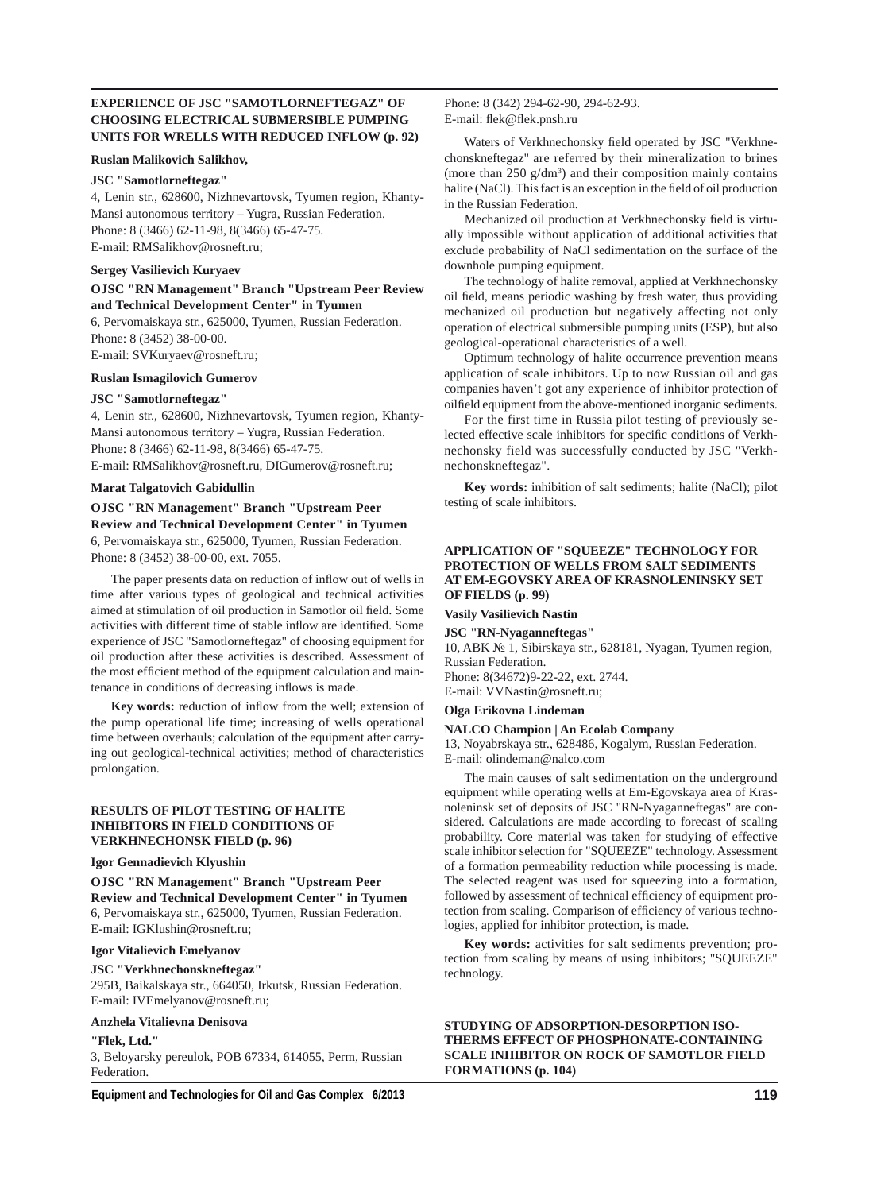## EXPERIENCE OF JSC "SAMOTLORNEFTEGAZ" OF CHOOSING ELECTRICAL SUBMERSIBLE PUMPING UNITS FOR WRELLS WITH REDUCED INFLOW (p. 92)

**Ruslan Malikovich Salikhov,**

**JSC "Samotlorneftegaz"**

4, Lenin str., 628600, Nizhnevartovsk, Tyumen region, Khanty-Mansi autonomous territory – Yugra, Russian Federation.
Phone: 8 (3466) 62-11-98, 8(3466) 65-47-75.
E-mail: RMSalikhov@rosneft.ru;

**Sergey Vasilievich Kuryaev**

**OJSC "RN Management" Branch "Upstream Peer Review and Technical Development Center" in Tyumen**

6, Pervomaiskaya str., 625000, Tyumen, Russian Federation.
Phone: 8 (3452) 38-00-00.
E-mail: SVKuryaev@rosneft.ru;

**Ruslan Ismagilovich Gumerov**

**JSC "Samotlorneftegaz"**

4, Lenin str., 628600, Nizhnevartovsk, Tyumen region, Khanty-Mansi autonomous territory – Yugra, Russian Federation.
Phone: 8 (3466) 62-11-98, 8(3466) 65-47-75.
E-mail: RMSalikhov@rosneft.ru, DIGumerov@rosneft.ru;

**Marat Talgatovich Gabidullin**

**OJSC "RN Management" Branch "Upstream Peer Review and Technical Development Center" in Tyumen**

6, Pervomaiskaya str., 625000, Tyumen, Russian Federation.
Phone: 8 (3452) 38-00-00, ext. 7055.

The paper presents data on reduction of inflow out of wells in time after various types of geological and technical activities aimed at stimulation of oil production in Samotlor oil field. Some activities with different time of stable inflow are identified. Some experience of JSC "Samotlorneftegaz" of choosing equipment for oil production after these activities is described. Assessment of the most efficient method of the equipment calculation and maintenance in conditions of decreasing inflows is made.

**Key words:** reduction of inflow from the well; extension of the pump operational life time; increasing of wells operational time between overhauls; calculation of the equipment after carrying out geological-technical activities; method of characteristics prolongation.

## RESULTS OF PILOT TESTING OF HALITE INHIBITORS IN FIELD CONDITIONS OF VERKHNECHONSK FIELD (p. 96)

**Igor Gennadievich Klyushin**

**OJSC "RN Management" Branch "Upstream Peer Review and Technical Development Center" in Tyumen**

6, Pervomaiskaya str., 625000, Tyumen, Russian Federation.
E-mail: IGKlushin@rosneft.ru;

**Igor Vitalievich Emelyanov**

**JSC "Verkhnechonskneftegaz"**

295B, Baikalskaya str., 664050, Irkutsk, Russian Federation.
E-mail: IVEmelyanov@rosneft.ru;

**Anzhela Vitalievna Denisova**

**"Flek, Ltd."**

3, Beloyarsky pereulok, POB 67334, 614055, Perm, Russian Federation.
Phone: 8 (342) 294-62-90, 294-62-93.
E-mail: flek@flek.pnsh.ru

Waters of Verkhnechonsky field operated by JSC "Verkhnechonskneftegaz" are referred by their mineralization to brines (more than 250 g/dm$^3$) and their composition mainly contains halite (NaCl). This fact is an exception in the field of oil production in the Russian Federation.

Mechanized oil production at Verkhnechonsky field is virtually impossible without application of additional activities that exclude probability of NaCl sedimentation on the surface of the downhole pumping equipment.

The technology of halite removal, applied at Verkhnechonsky oil field, means periodic washing by fresh water, thus providing mechanized oil production but negatively affecting not only operation of electrical submersible pumping units (ESP), but also geological-operational characteristics of a well.

Optimum technology of halite occurrence prevention means application of scale inhibitors. Up to now Russian oil and gas companies haven't got any experience of inhibitor protection of oilfield equipment from the above-mentioned inorganic sediments.

For the first time in Russia pilot testing of previously selected effective scale inhibitors for specific conditions of Verkhnechonsky field was successfully conducted by JSC "Verkhnechonskneftegaz".

**Key words:** inhibition of salt sediments; halite (NaCl); pilot testing of scale inhibitors.

## APPLICATION OF "SQUEEZE" TECHNOLOGY FOR PROTECTION OF WELLS FROM SALT SEDIMENTS AT EM-EGOVSKY AREA OF KRASNOLENINSKY SET OF FIELDS (p. 99)

**Vasily Vasilievich Nastin**

**JSC "RN-Nyaganneftegas"**

10, ABK № 1, Sibirskaya str., 628181, Nyagan, Tyumen region, Russian Federation.
Phone: 8(34672)9-22-22, ext. 2744.
E-mail: VVNastin@rosneft.ru;

**Olga Erikovna Lindeman**

**NALCO Champion | An Ecolab Company**

13, Noyabrskaya str., 628486, Kogalym, Russian Federation.
E-mail: olindeman@nalco.com

The main causes of salt sedimentation on the underground equipment while operating wells at Em-Egovskaya area of Krasnoleninsk set of deposits of JSC "RN-Nyaganneftegas" are considered. Calculations are made according to forecast of scaling probability. Core material was taken for studying of effective scale inhibitor selection for "SQUEEZE" technology. Assessment of a formation permeability reduction while processing is made. The selected reagent was used for squeezing into a formation, followed by assessment of technical efficiency of equipment protection from scaling. Comparison of efficiency of various technologies, applied for inhibitor protection, is made.

**Key words:** activities for salt sediments prevention; protection from scaling by means of using inhibitors; "SQUEEZE" technology.

## STUDYING OF ADSORPTION-DESORPTION ISOTHERMS EFFECT OF PHOSPHONATE-CONTAINING SCALE INHIBITOR ON ROCK OF SAMOTLOR FIELD FORMATIONS (p. 104)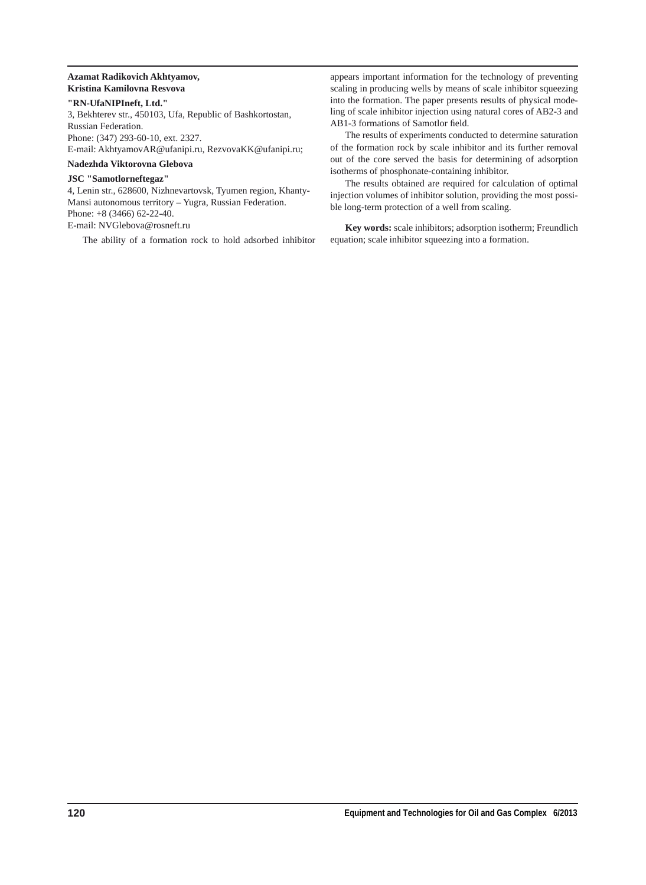**Azamat Radikovich Akhtyamov,**
**Kristina Kamilovna Resvova**

**"RN-UfaNIPIneft, Ltd."**

3, Bekhterev str., 450103, Ufa, Republic of Bashkortostan, Russian Federation.
Phone: (347) 293-60-10, ext. 2327.
E-mail: AkhtyamovAR@ufanipi.ru, RezvovaKK@ufanipi.ru;

**Nadezhda Viktorovna Glebova**

**JSC "Samotlorneftegaz"**

4, Lenin str., 628600, Nizhnevartovsk, Tyumen region, Khanty-Mansi autonomous territory – Yugra, Russian Federation.
Phone: +8 (3466) 62-22-40.
E-mail: NVGlebova@rosneft.ru

The ability of a formation rock to hold adsorbed inhibitor appears important information for the technology of preventing scaling in producing wells by means of scale inhibitor squeezing into the formation. The paper presents results of physical modeling of scale inhibitor injection using natural cores of AB2-3 and AB1-3 formations of Samotlor field.

The results of experiments conducted to determine saturation of the formation rock by scale inhibitor and its further removal out of the core served the basis for determining of adsorption isotherms of phosphonate-containing inhibitor.

The results obtained are required for calculation of optimal injection volumes of inhibitor solution, providing the most possible long-term protection of a well from scaling.

**Key words:** scale inhibitors; adsorption isotherm; Freundlich equation; scale inhibitor squeezing into a formation.